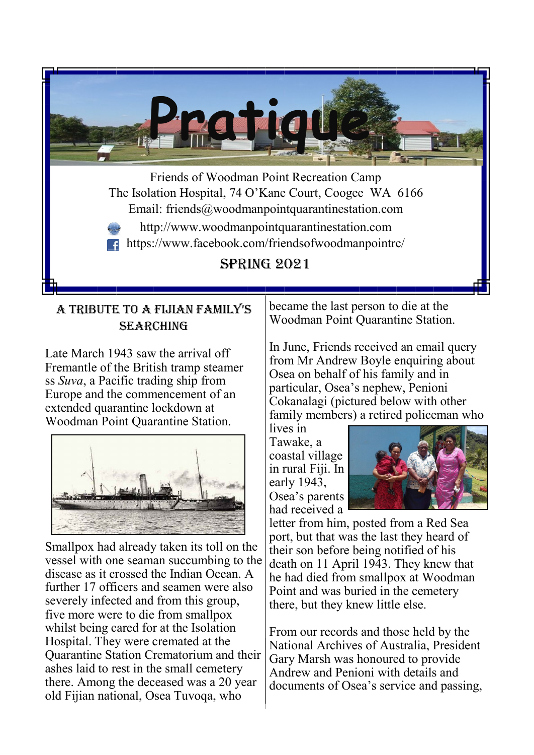# Pratique

Friends of Woodman Point Recreation Camp
The Isolation Hospital, 74 O'Kane Court, Coogee WA 6166
Email: friends@woodmanpointquarantinestation.com
http://www.woodmanpointquarantinestation.com
https://www.facebook.com/friendsofwoodmanpointrc/

SPRING 2021

## A TRIBUTE TO A FIJIAN FAMILY'S SEARCHING

Late March 1943 saw the arrival off Fremantle of the British tramp steamer ss *Suva*, a Pacific trading ship from Europe and the commencement of an extended quarantine lockdown at Woodman Point Quarantine Station.

Smallpox had already taken its toll on the vessel with one seaman succumbing to the disease as it crossed the Indian Ocean. A further 17 officers and seamen were also severely infected and from this group, five more were to die from smallpox whilst being cared for at the Isolation Hospital. They were cremated at the Quarantine Station Crematorium and their ashes laid to rest in the small cemetery there. Among the deceased was a 20 year old Fijian national, Osea Tuvoqa, who became the last person to die at the Woodman Point Quarantine Station.

In June, Friends received an email query from Mr Andrew Boyle enquiring about Osea on behalf of his family and in particular, Osea's nephew, Penioni Cokanalagi (pictured below with other family members) a retired policeman who lives in Tawake, a coastal village in rural Fiji. In early 1943, Osea's parents had received a letter from him, posted from a Red Sea port, but that was the last they heard of their son before being notified of his death on 11 April 1943. They knew that he had died from smallpox at Woodman Point and was buried in the cemetery there, but they knew little else.

From our records and those held by the National Archives of Australia, President Gary Marsh was honoured to provide Andrew and Penioni with details and documents of Osea's service and passing,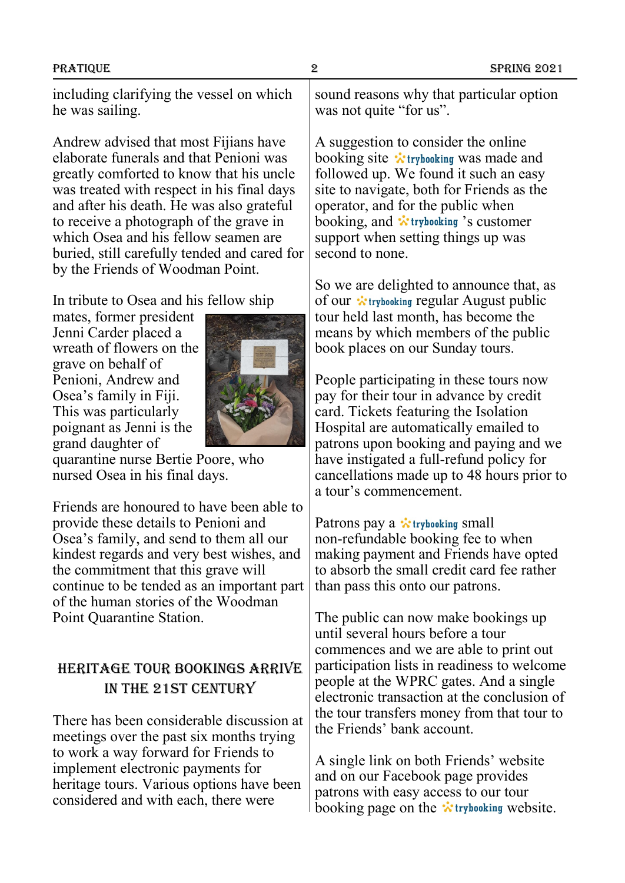including clarifying the vessel on which he was sailing.

Andrew advised that most Fijians have elaborate funerals and that Penioni was greatly comforted to know that his uncle was treated with respect in his final days and after his death. He was also grateful to receive a photograph of the grave in which Osea and his fellow seamen are buried, still carefully tended and cared for by the Friends of Woodman Point.

In tribute to Osea and his fellow ship mates, former president Jenni Carder placed a wreath of flowers on the grave on behalf of Penioni, Andrew and Osea's family in Fiji. This was particularly poignant as Jenni is the grand daughter of quarantine nurse Bertie Poore, who nursed Osea in his final days.

Friends are honoured to have been able to provide these details to Penioni and Osea's family, and send to them all our kindest regards and very best wishes, and the commitment that this grave will continue to be tended as an important part of the human stories of the Woodman Point Quarantine Station.

## HERITAGE TOUR BOOKINGS ARRIVE IN THE 21ST CENTURY

There has been considerable discussion at meetings over the past six months trying to work a way forward for Friends to implement electronic payments for heritage tours. Various options have been considered and with each, there were sound reasons why that particular option was not quite "for us".

A suggestion to consider the online booking site trybooking was made and followed up. We found it such an easy site to navigate, both for Friends as the operator, and for the public when booking, and trybooking 's customer support when setting things up was second to none.

So we are delighted to announce that, as of our trybooking regular August public tour held last month, has become the means by which members of the public book places on our Sunday tours.

People participating in these tours now pay for their tour in advance by credit card. Tickets featuring the Isolation Hospital are automatically emailed to patrons upon booking and paying and we have instigated a full-refund policy for cancellations made up to 48 hours prior to a tour's commencement.

Patrons pay a trybooking small non-refundable booking fee to when making payment and Friends have opted to absorb the small credit card fee rather than pass this onto our patrons.

The public can now make bookings up until several hours before a tour commences and we are able to print out participation lists in readiness to welcome people at the WPRC gates. And a single electronic transaction at the conclusion of the tour transfers money from that tour to the Friends' bank account.

A single link on both Friends' website and on our Facebook page provides patrons with easy access to our tour booking page on the trybooking website.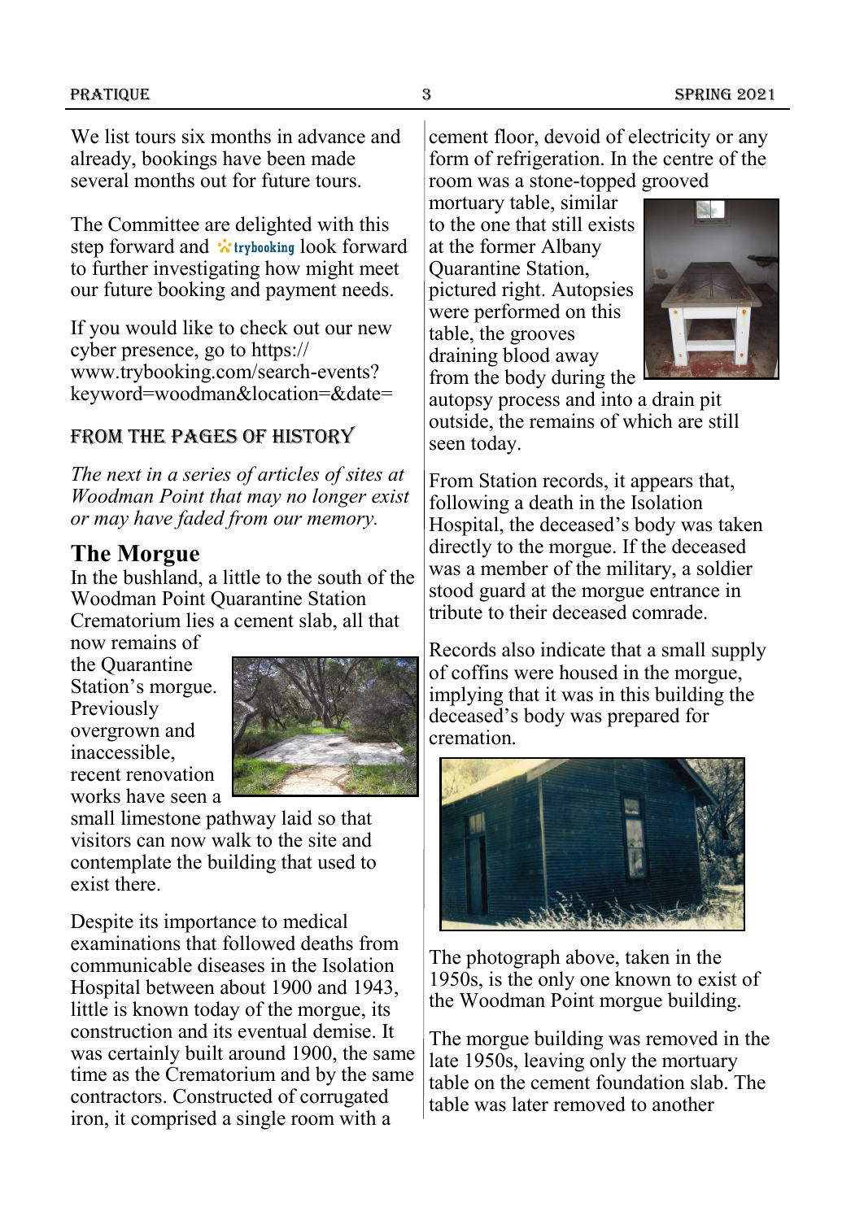We list tours six months in advance and already, bookings have been made several months out for future tours.

The Committee are delighted with this step forward and trybooking look forward to further investigating how might meet our future booking and payment needs.

If you would like to check out our new cyber presence, go to https://www.trybooking.com/search-events?keyword=woodman&location=&date=

## FROM THE PAGES OF HISTORY

*The next in a series of articles of sites at Woodman Point that may no longer exist or may have faded from our memory.*

### The Morgue

In the bushland, a little to the south of the Woodman Point Quarantine Station Crematorium lies a cement slab, all that now remains of the Quarantine Station's morgue. Previously overgrown and inaccessible, recent renovation works have seen a small limestone pathway laid so that visitors can now walk to the site and contemplate the building that used to exist there.

Despite its importance to medical examinations that followed deaths from communicable diseases in the Isolation Hospital between about 1900 and 1943, little is known today of the morgue, its construction and its eventual demise. It was certainly built around 1900, the same time as the Crematorium and by the same contractors. Constructed of corrugated iron, it comprised a single room with a cement floor, devoid of electricity or any form of refrigeration. In the centre of the room was a stone-topped grooved mortuary table, similar to the one that still exists at the former Albany Quarantine Station, pictured right. Autopsies were performed on this table, the grooves draining blood away from the body during the autopsy process and into a drain pit outside, the remains of which are still seen today.

From Station records, it appears that, following a death in the Isolation Hospital, the deceased's body was taken directly to the morgue. If the deceased was a member of the military, a soldier stood guard at the morgue entrance in tribute to their deceased comrade.

Records also indicate that a small supply of coffins were housed in the morgue, implying that it was in this building the deceased's body was prepared for cremation.

The photograph above, taken in the 1950s, is the only one known to exist of the Woodman Point morgue building.

The morgue building was removed in the late 1950s, leaving only the mortuary table on the cement foundation slab. The table was later removed to another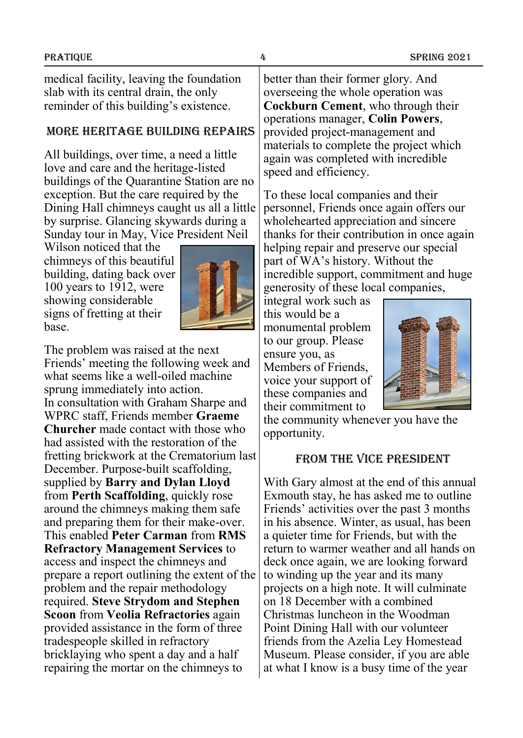medical facility, leaving the foundation slab with its central drain, the only reminder of this building's existence.

## More Heritage Building Repairs

All buildings, over time, a need a little love and care and the heritage-listed buildings of the Quarantine Station are no exception. But the care required by the Dining Hall chimneys caught us all a little by surprise. Glancing skywards during a Sunday tour in May, Vice President Neil Wilson noticed that the chimneys of this beautiful building, dating back over 100 years to 1912, were showing considerable signs of fretting at their base.

The problem was raised at the next Friends' meeting the following week and what seems like a well-oiled machine sprung immediately into action. In consultation with Graham Sharpe and WPRC staff, Friends member **Graeme Churcher** made contact with those who had assisted with the restoration of the fretting brickwork at the Crematorium last December. Purpose-built scaffolding, supplied by **Barry and Dylan Lloyd** from **Perth Scaffolding**, quickly rose around the chimneys making them safe and preparing them for their make-over. This enabled **Peter Carman** from **RMS Refractory Management Services** to access and inspect the chimneys and prepare a report outlining the extent of the problem and the repair methodology required. **Steve Strydom and Stephen Scoon** from **Veolia Refractories** again provided assistance in the form of three tradespeople skilled in refractory bricklaying who spent a day and a half repairing the mortar on the chimneys to better than their former glory. And overseeing the whole operation was **Cockburn Cement**, who through their operations manager, **Colin Powers**, provided project-management and materials to complete the project which again was completed with incredible speed and efficiency.

To these local companies and their personnel, Friends once again offers our wholehearted appreciation and sincere thanks for their contribution in once again helping repair and preserve our special part of WA's history. Without the incredible support, commitment and huge generosity of these local companies, integral work such as this would be a monumental problem to our group. Please ensure you, as Members of Friends, voice your support of these companies and their commitment to the community whenever you have the opportunity.

## From the Vice President

With Gary almost at the end of this annual Exmouth stay, he has asked me to outline Friends' activities over the past 3 months in his absence. Winter, as usual, has been a quieter time for Friends, but with the return to warmer weather and all hands on deck once again, we are looking forward to winding up the year and its many projects on a high note. It will culminate on 18 December with a combined Christmas luncheon in the Woodman Point Dining Hall with our volunteer friends from the Azelia Ley Homestead Museum. Please consider, if you are able at what I know is a busy time of the year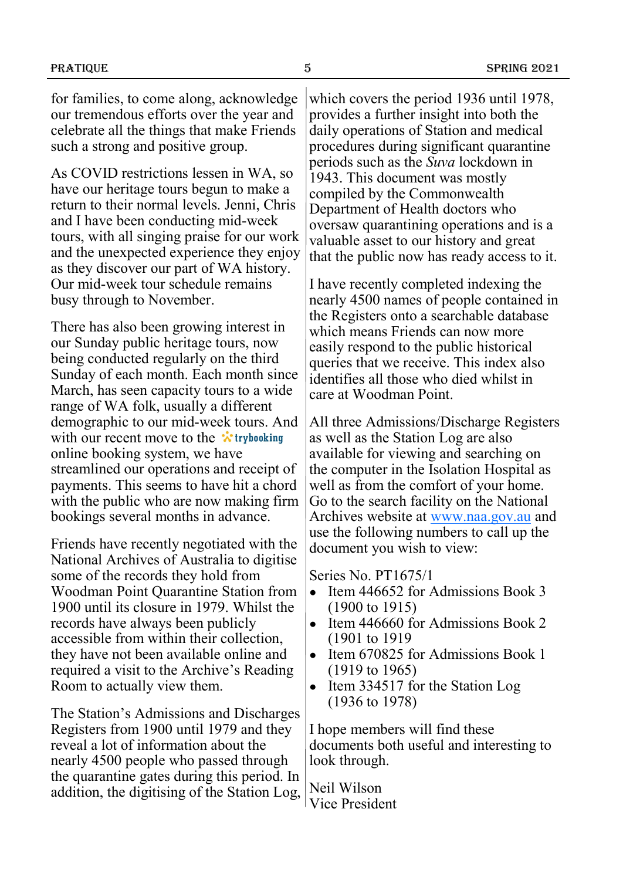for families, to come along, acknowledge our tremendous efforts over the year and celebrate all the things that make Friends such a strong and positive group.

As COVID restrictions lessen in WA, so have our heritage tours begun to make a return to their normal levels. Jenni, Chris and I have been conducting mid-week tours, with all singing praise for our work and the unexpected experience they enjoy as they discover our part of WA history. Our mid-week tour schedule remains busy through to November.

There has also been growing interest in our Sunday public heritage tours, now being conducted regularly on the third Sunday of each month. Each month since March, has seen capacity tours to a wide range of WA folk, usually a different demographic to our mid-week tours. And with our recent move to the trybooking online booking system, we have streamlined our operations and receipt of payments. This seems to have hit a chord with the public who are now making firm bookings several months in advance.

Friends have recently negotiated with the National Archives of Australia to digitise some of the records they hold from Woodman Point Quarantine Station from 1900 until its closure in 1979. Whilst the records have always been publicly accessible from within their collection, they have not been available online and required a visit to the Archive's Reading Room to actually view them.

The Station's Admissions and Discharges Registers from 1900 until 1979 and they reveal a lot of information about the nearly 4500 people who passed through the quarantine gates during this period. In addition, the digitising of the Station Log, which covers the period 1936 until 1978, provides a further insight into both the daily operations of Station and medical procedures during significant quarantine periods such as the *Suva* lockdown in 1943. This document was mostly compiled by the Commonwealth Department of Health doctors who oversaw quarantining operations and is a valuable asset to our history and great that the public now has ready access to it.

I have recently completed indexing the nearly 4500 names of people contained in the Registers onto a searchable database which means Friends can now more easily respond to the public historical queries that we receive. This index also identifies all those who died whilst in care at Woodman Point.

All three Admissions/Discharge Registers as well as the Station Log are also available for viewing and searching on the computer in the Isolation Hospital as well as from the comfort of your home. Go to the search facility on the National Archives website at www.naa.gov.au and use the following numbers to call up the document you wish to view:

Series No. PT1675/1

- Item 446652 for Admissions Book 3 (1900 to 1915)
- Item 446660 for Admissions Book 2 (1901 to 1919
- Item 670825 for Admissions Book 1 (1919 to 1965)
- Item 334517 for the Station Log (1936 to 1978)

I hope members will find these documents both useful and interesting to look through.

Neil Wilson
Vice President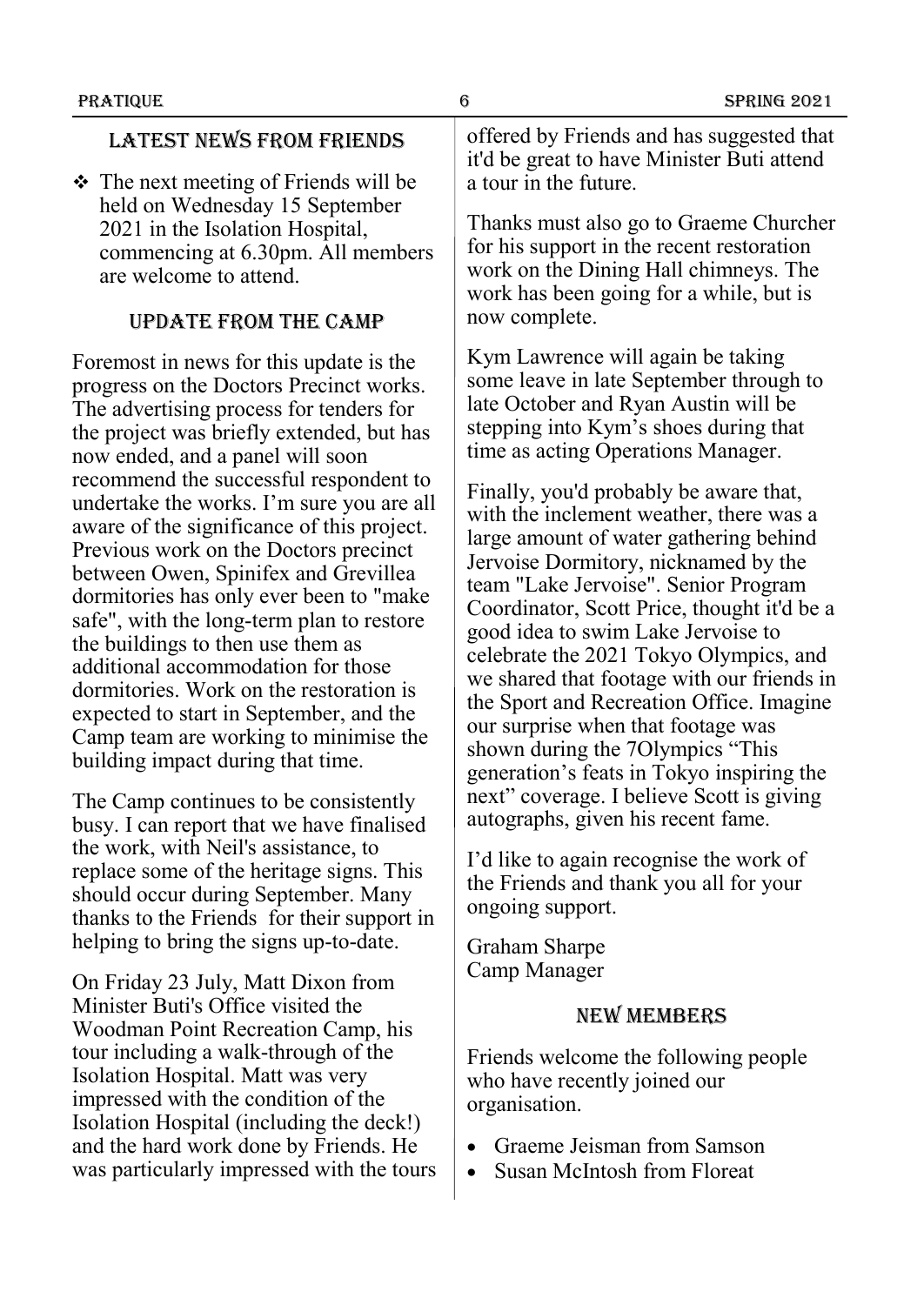## Latest News from Friends

- The next meeting of Friends will be held on Wednesday 15 September 2021 in the Isolation Hospital, commencing at 6.30pm. All members are welcome to attend.

## Update from the Camp

Foremost in news for this update is the progress on the Doctors Precinct works. The advertising process for tenders for the project was briefly extended, but has now ended, and a panel will soon recommend the successful respondent to undertake the works. I'm sure you are all aware of the significance of this project. Previous work on the Doctors precinct between Owen, Spinifex and Grevillea dormitories has only ever been to "make safe", with the long-term plan to restore the buildings to then use them as additional accommodation for those dormitories. Work on the restoration is expected to start in September, and the Camp team are working to minimise the building impact during that time.

The Camp continues to be consistently busy. I can report that we have finalised the work, with Neil's assistance, to replace some of the heritage signs. This should occur during September. Many thanks to the Friends for their support in helping to bring the signs up-to-date.

On Friday 23 July, Matt Dixon from Minister Buti's Office visited the Woodman Point Recreation Camp, his tour including a walk-through of the Isolation Hospital. Matt was very impressed with the condition of the Isolation Hospital (including the deck!) and the hard work done by Friends. He was particularly impressed with the tours offered by Friends and has suggested that it'd be great to have Minister Buti attend a tour in the future.

Thanks must also go to Graeme Churcher for his support in the recent restoration work on the Dining Hall chimneys. The work has been going for a while, but is now complete.

Kym Lawrence will again be taking some leave in late September through to late October and Ryan Austin will be stepping into Kym's shoes during that time as acting Operations Manager.

Finally, you'd probably be aware that, with the inclement weather, there was a large amount of water gathering behind Jervoise Dormitory, nicknamed by the team "Lake Jervoise". Senior Program Coordinator, Scott Price, thought it'd be a good idea to swim Lake Jervoise to celebrate the 2021 Tokyo Olympics, and we shared that footage with our friends in the Sport and Recreation Office. Imagine our surprise when that footage was shown during the 7Olympics "This generation's feats in Tokyo inspiring the next" coverage. I believe Scott is giving autographs, given his recent fame.

I'd like to again recognise the work of the Friends and thank you all for your ongoing support.

Graham Sharpe
Camp Manager

## New Members

Friends welcome the following people who have recently joined our organisation.

- Graeme Jeisman from Samson
- Susan McIntosh from Floreat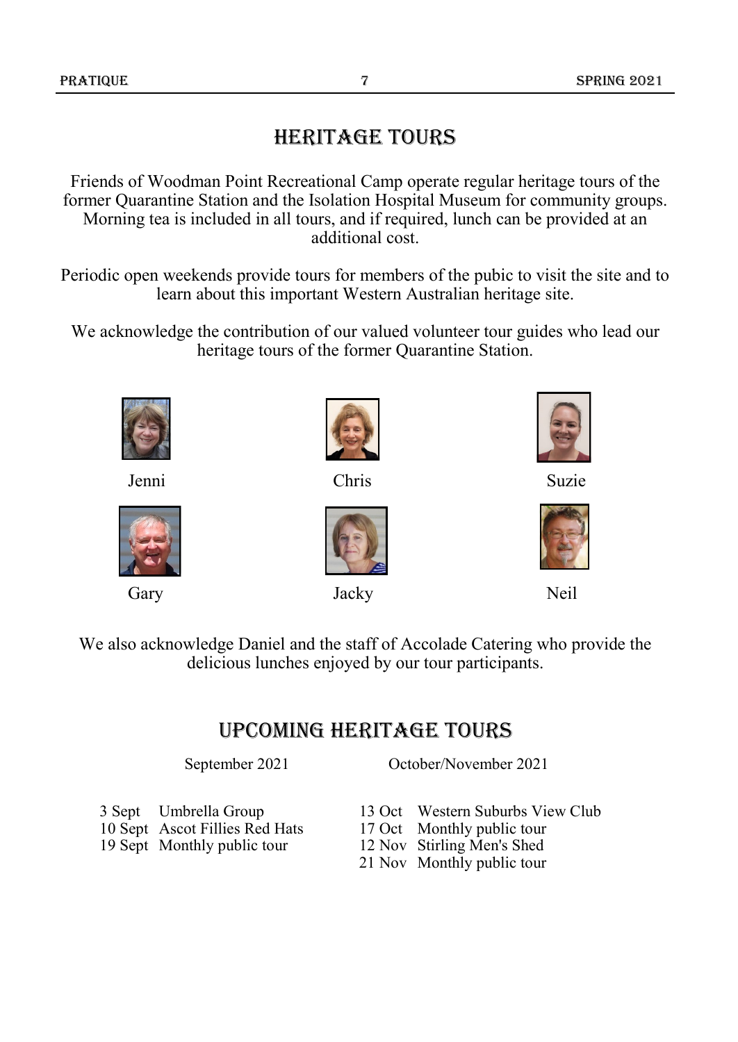# HERITAGE TOURS

Friends of Woodman Point Recreational Camp operate regular heritage tours of the former Quarantine Station and the Isolation Hospital Museum for community groups. Morning tea is included in all tours, and if required, lunch can be provided at an additional cost.

Periodic open weekends provide tours for members of the pubic to visit the site and to learn about this important Western Australian heritage site.

We acknowledge the contribution of our valued volunteer tour guides who lead our heritage tours of the former Quarantine Station.

Jenni

Chris

Suzie

Gary

Jacky

Neil

We also acknowledge Daniel and the staff of Accolade Catering who provide the delicious lunches enjoyed by our tour participants.

# UPCOMING HERITAGE TOURS

**September 2021**

- 3 Sept — Umbrella Group
- 10 Sept — Ascot Fillies Red Hats
- 19 Sept — Monthly public tour

**October/November 2021**

- 13 Oct — Western Suburbs View Club
- 17 Oct — Monthly public tour
- 12 Nov — Stirling Men's Shed
- 21 Nov — Monthly public tour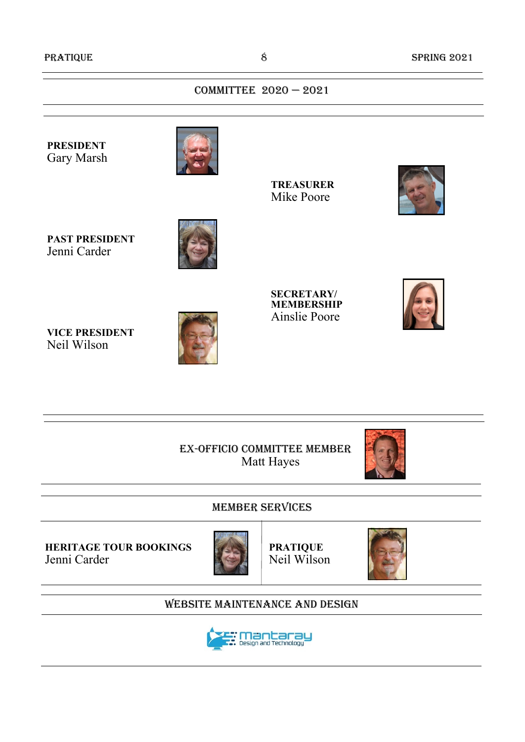## COMMITTEE 2020 – 2021

**PRESIDENT**
Gary Marsh

**TREASURER**
Mike Poore

**PAST PRESIDENT**
Jenni Carder

**SECRETARY/ MEMBERSHIP**
Ainslie Poore

**VICE PRESIDENT**
Neil Wilson

## EX-OFFICIO COMMITTEE MEMBER

Matt Hayes

## MEMBER SERVICES

**HERITAGE TOUR BOOKINGS**
Jenni Carder

**PRATIQUE**
Neil Wilson

## WEBSITE MAINTENANCE AND DESIGN

mantaray
Design and Technology